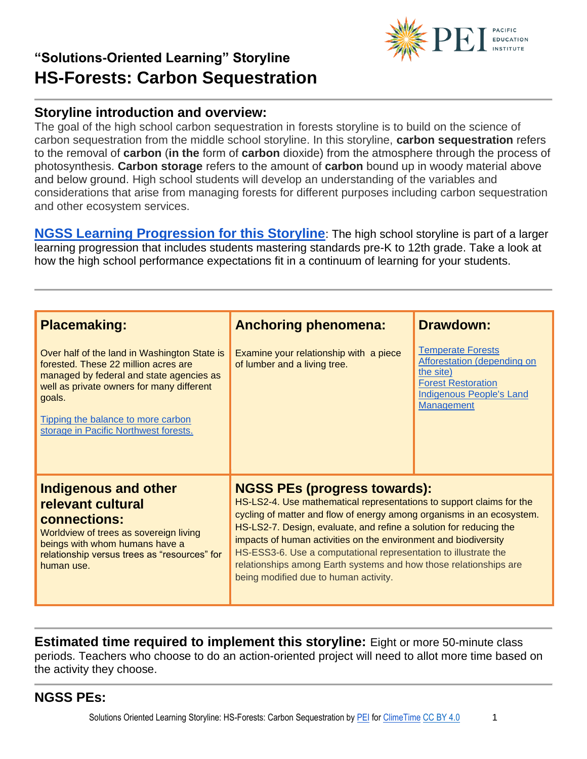### "Solutions-Oriented Learning" Storyline

# HS-Forests: Carbon Sequestration

## Storyline introduction and overview:

The goal of the high school carbon sequestration in forests storyline is to build on the science of carbon sequestration from the middle school storyline. In this storyline, **carbon sequestration** refers to the removal of **carbon** (**in the** form of **carbon** dioxide) from the atmosphere through the process of photosynthesis. **Carbon storage** refers to the amount of **carbon** bound up in woody material above and below ground. High school students will develop an understanding of the variables and considerations that arise from managing forests for different purposes including carbon sequestration and other ecosystem services.

**NGSS Learning Progression for this Storyline**: The high school storyline is part of a larger learning progression that includes students mastering standards pre-K to 12th grade. Take a look at how the high school performance expectations fit in a continuum of learning for your students.

| Placemaking: | Anchoring phenomena: | Drawdown: |
|---|---|---|
| Over half of the land in Washington State is forested. These 22 million acres are managed by federal and state agencies as well as private owners for many different goals.<br><br>Tipping the balance to more carbon storage in Pacific Northwest forests. | Examine your relationship with a piece of lumber and a living tree. | Temperate Forests<br>Afforestation (depending on the site)<br>Forest Restoration<br>Indigenous People's Land Management |
| **Indigenous and other relevant cultural connections:**<br>Worldview of trees as sovereign living beings with whom humans have a relationship versus trees as "resources" for human use. | **NGSS PEs (progress towards):**<br>HS-LS2-4. Use mathematical representations to support claims for the cycling of matter and flow of energy among organisms in an ecosystem.<br>HS-LS2-7. Design, evaluate, and refine a solution for reducing the impacts of human activities on the environment and biodiversity<br>HS-ESS3-6. Use a computational representation to illustrate the relationships among Earth systems and how those relationships are being modified due to human activity. | |

**Estimated time required to implement this storyline:** Eight or more 50-minute class periods. Teachers who choose to do an action-oriented project will need to allot more time based on the activity they choose.

## NGSS PEs: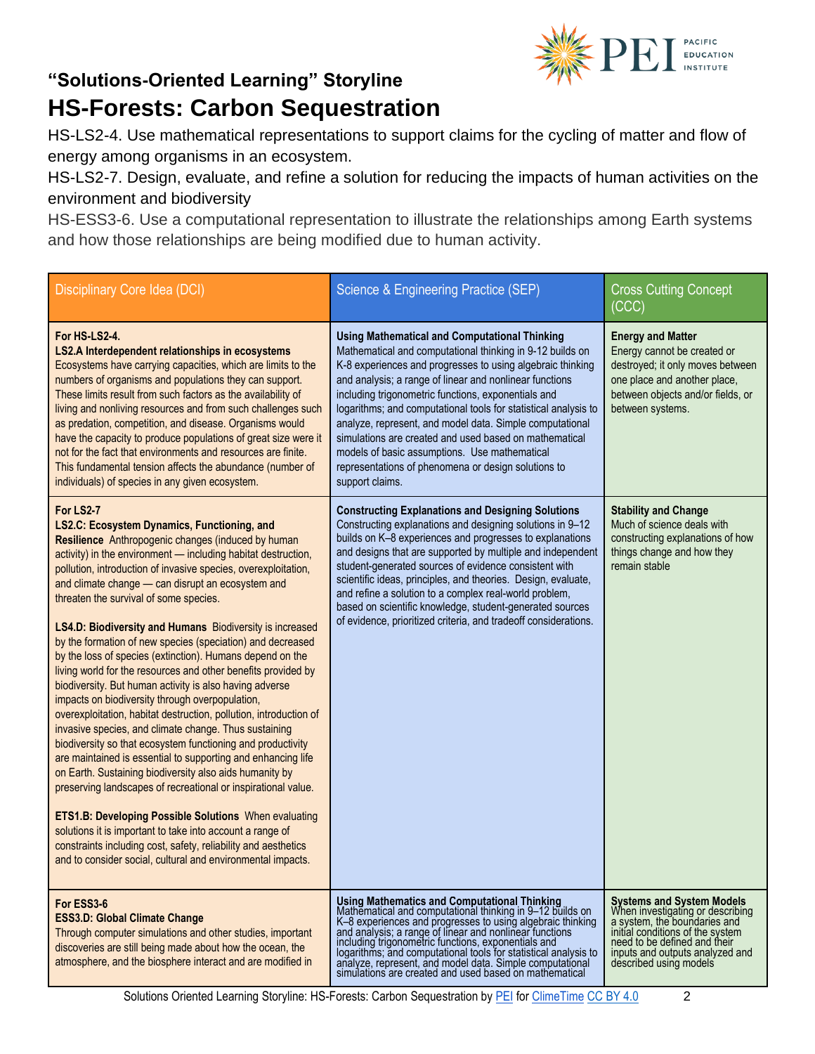### "Solutions-Oriented Learning" Storyline

# HS-Forests: Carbon Sequestration

HS-LS2-4. Use mathematical representations to support claims for the cycling of matter and flow of energy among organisms in an ecosystem.

HS-LS2-7. Design, evaluate, and refine a solution for reducing the impacts of human activities on the environment and biodiversity

HS-ESS3-6. Use a computational representation to illustrate the relationships among Earth systems and how those relationships are being modified due to human activity.

| Disciplinary Core Idea (DCI) | Science & Engineering Practice (SEP) | Cross Cutting Concept (CCC) |
|---|---|---|
| **For HS-LS2-4.**<br>**LS2.A Interdependent relationships in ecosystems**<br>Ecosystems have carrying capacities, which are limits to the numbers of organisms and populations they can support. These limits result from such factors as the availability of living and nonliving resources and from such challenges such as predation, competition, and disease. Organisms would have the capacity to produce populations of great size were it not for the fact that environments and resources are finite. This fundamental tension affects the abundance (number of individuals) of species in any given ecosystem. | **Using Mathematical and Computational Thinking**<br>Mathematical and computational thinking in 9-12 builds on K-8 experiences and progresses to using algebraic thinking and analysis; a range of linear and nonlinear functions including trigonometric functions, exponentials and logarithms; and computational tools for statistical analysis to analyze, represent, and model data. Simple computational simulations are created and used based on mathematical models of basic assumptions. Use mathematical representations of phenomena or design solutions to support claims. | **Energy and Matter**<br>Energy cannot be created or destroyed; it only moves between one place and another place, between objects and/or fields, or between systems. |
| **For LS2-7**<br>**LS2.C: Ecosystem Dynamics, Functioning, and Resilience** Anthropogenic changes (induced by human activity) in the environment — including habitat destruction, pollution, introduction of invasive species, overexploitation, and climate change — can disrupt an ecosystem and threaten the survival of some species.<br><br>**LS4.D: Biodiversity and Humans** Biodiversity is increased by the formation of new species (speciation) and decreased by the loss of species (extinction). Humans depend on the living world for the resources and other benefits provided by biodiversity. But human activity is also having adverse impacts on biodiversity through overpopulation, overexploitation, habitat destruction, pollution, introduction of invasive species, and climate change. Thus sustaining biodiversity so that ecosystem functioning and productivity are maintained is essential to supporting and enhancing life on Earth. Sustaining biodiversity also aids humanity by preserving landscapes of recreational or inspirational value.<br><br>**ETS1.B: Developing Possible Solutions** When evaluating solutions it is important to take into account a range of constraints including cost, safety, reliability and aesthetics and to consider social, cultural and environmental impacts. | **Constructing Explanations and Designing Solutions**<br>Constructing explanations and designing solutions in 9–12 builds on K–8 experiences and progresses to explanations and designs that are supported by multiple and independent student-generated sources of evidence consistent with scientific ideas, principles, and theories. Design, evaluate, and refine a solution to a complex real-world problem, based on scientific knowledge, student-generated sources of evidence, prioritized criteria, and tradeoff considerations. | **Stability and Change**<br>Much of science deals with constructing explanations of how things change and how they remain stable |
| **For ESS3-6**<br>**ESS3.D: Global Climate Change**<br>Through computer simulations and other studies, important discoveries are still being made about how the ocean, the atmosphere, and the biosphere interact and are modified in | **Using Mathematics and Computational Thinking**<br>Mathematical and computational thinking in 9–12 builds on K–8 experiences and progresses to using algebraic thinking and analysis; a range of linear and nonlinear functions including trigonometric functions, exponentials and logarithms; and computational tools for statistical analysis to analyze, represent, and model data. Simple computational simulations are created and used based on mathematical | **Systems and System Models**<br>When investigating or describing a system, the boundaries and initial conditions of the system need to be defined and their inputs and outputs analyzed and described using models |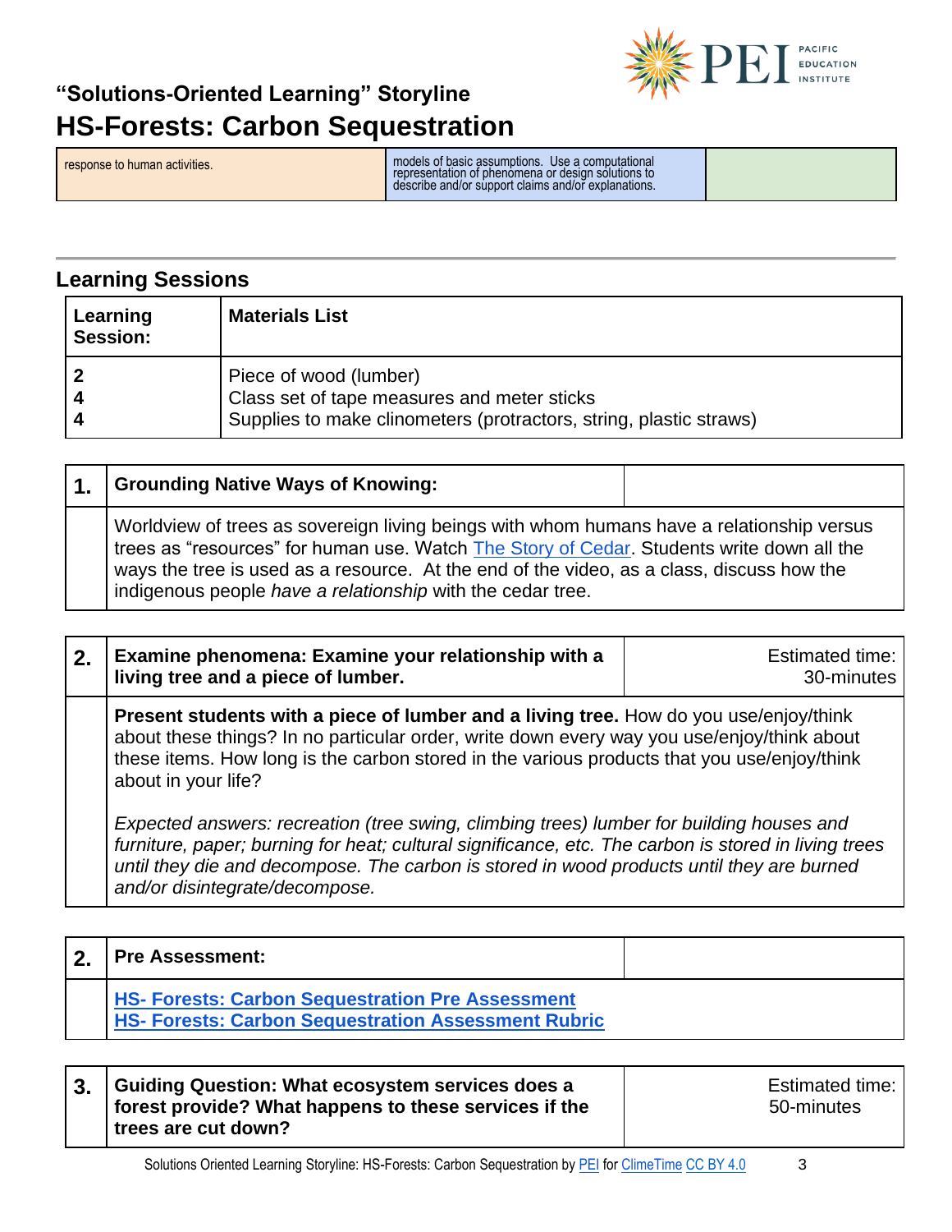| response to human activities. | models of basic assumptions. Use a computational representation of phenomena or design solutions to describe and/or support claims and/or explanations. | |
|---|---|---|

## Learning Sessions

| Learning Session: | Materials List |
|---|---|
| 2 | Piece of wood (lumber) |
| 4 | Class set of tape measures and meter sticks |
| 4 | Supplies to make clinometers (protractors, string, plastic straws) |

| 1. | **Grounding Native Ways of Knowing:** | |
|---|---|---|
| | Worldview of trees as sovereign living beings with whom humans have a relationship versus trees as "resources" for human use. Watch The Story of Cedar. Students write down all the ways the tree is used as a resource. At the end of the video, as a class, discuss how the indigenous people *have a relationship* with the cedar tree. | |

| 2. | **Examine phenomena: Examine your relationship with a living tree and a piece of lumber.** | Estimated time: 30-minutes |
|---|---|---|
| | **Present students with a piece of lumber and a living tree.** How do you use/enjoy/think about these things? In no particular order, write down every way you use/enjoy/think about these items. How long is the carbon stored in the various products that you use/enjoy/think about in your life?<br><br>*Expected answers: recreation (tree swing, climbing trees) lumber for building houses and furniture, paper; burning for heat; cultural significance, etc. The carbon is stored in living trees until they die and decompose. The carbon is stored in wood products until they are burned and/or disintegrate/decompose.* | |

| 2. | **Pre Assessment:** | |
|---|---|---|
| | **HS- Forests: Carbon Sequestration Pre Assessment**<br>**HS- Forests: Carbon Sequestration Assessment Rubric** | |

| 3. | **Guiding Question: What ecosystem services does a forest provide? What happens to these services if the trees are cut down?** | Estimated time: 50-minutes |
|---|---|---|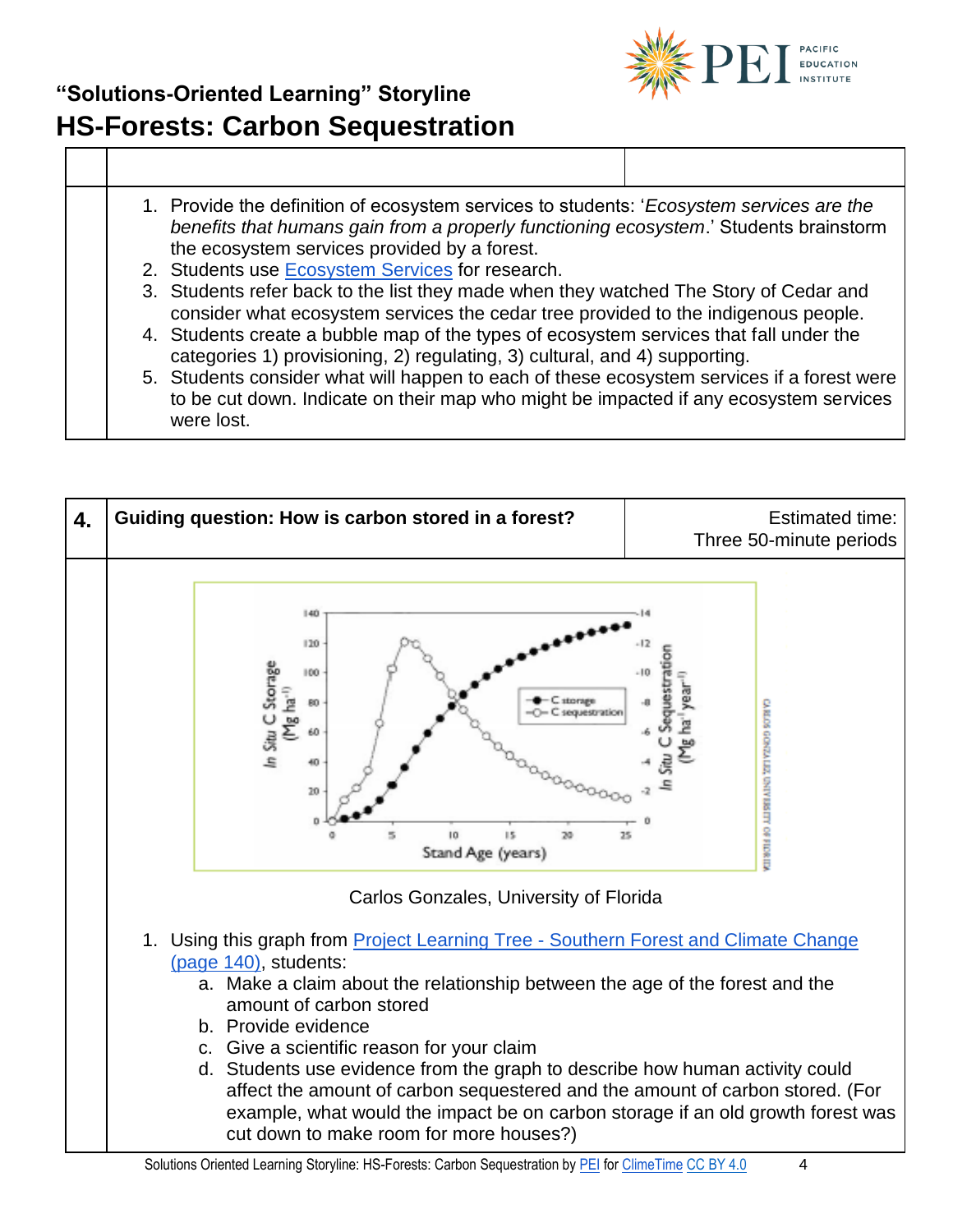## "Solutions-Oriented Learning" Storyline

# HS-Forests: Carbon Sequestration

1. Provide the definition of ecosystem services to students: '*Ecosystem services are the benefits that humans gain from a properly functioning ecosystem*.' Students brainstorm the ecosystem services provided by a forest.
2. Students use [Ecosystem Services]() for research.
3. Students refer back to the list they made when they watched The Story of Cedar and consider what ecosystem services the cedar tree provided to the indigenous people.
4. Students create a bubble map of the types of ecosystem services that fall under the categories 1) provisioning, 2) regulating, 3) cultural, and 4) supporting.
5. Students consider what will happen to each of these ecosystem services if a forest were to be cut down. Indicate on their map who might be impacted if any ecosystem services were lost.

| 4. | Guiding question: How is carbon stored in a forest? | Estimated time: Three 50-minute periods |
|---|---|---|

Carlos Gonzales, University of Florida

1. Using this graph from [Project Learning Tree - Southern Forest and Climate Change (page 140)](), students:
   a. Make a claim about the relationship between the age of the forest and the amount of carbon stored
   b. Provide evidence
   c. Give a scientific reason for your claim
   d. Students use evidence from the graph to describe how human activity could affect the amount of carbon sequestered and the amount of carbon stored. (For example, what would the impact be on carbon storage if an old growth forest was cut down to make room for more houses?)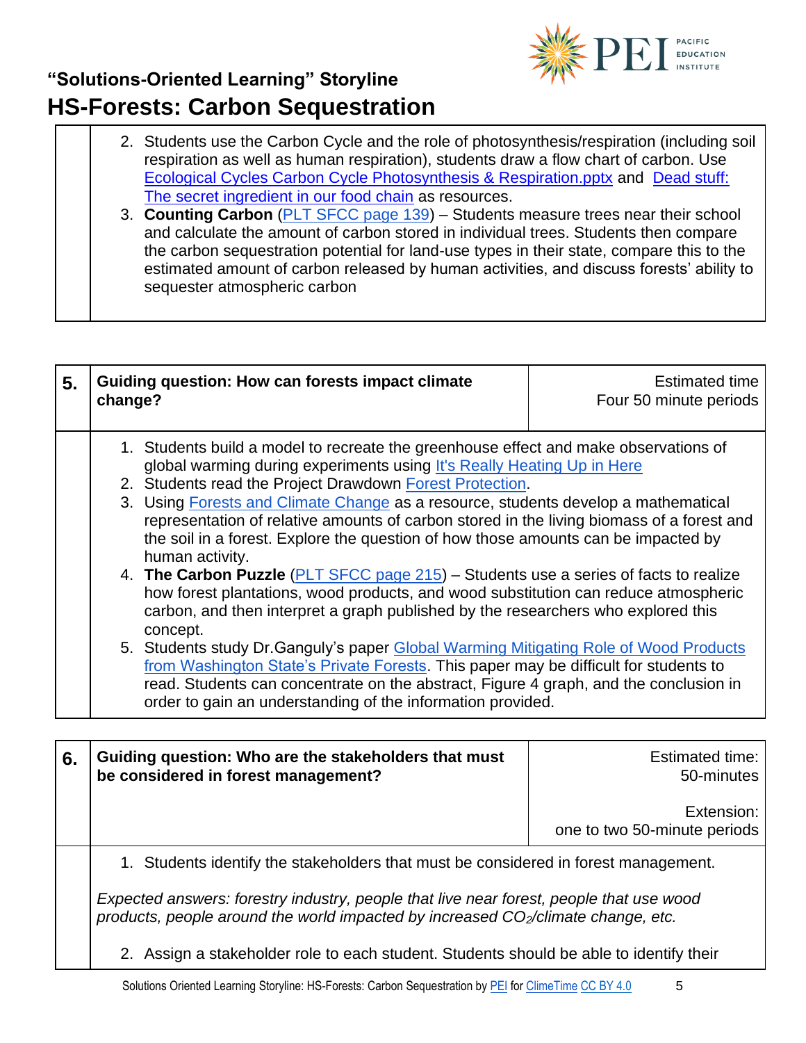2. Students use the Carbon Cycle and the role of photosynthesis/respiration (including soil respiration as well as human respiration), students draw a flow chart of carbon. Use Ecological Cycles Carbon Cycle Photosynthesis & Respiration.pptx and Dead stuff: The secret ingredient in our food chain as resources.
3. **Counting Carbon** (PLT SFCC page 139) – Students measure trees near their school and calculate the amount of carbon stored in individual trees. Students then compare the carbon sequestration potential for land-use types in their state, compare this to the estimated amount of carbon released by human activities, and discuss forests' ability to sequester atmospheric carbon

| 5. | **Guiding question: How can forests impact climate change?** | Estimated time<br>Four 50 minute periods |
|---|---|---|

1. Students build a model to recreate the greenhouse effect and make observations of global warming during experiments using It's Really Heating Up in Here
2. Students read the Project Drawdown Forest Protection.
3. Using Forests and Climate Change as a resource, students develop a mathematical representation of relative amounts of carbon stored in the living biomass of a forest and the soil in a forest. Explore the question of how those amounts can be impacted by human activity.
4. **The Carbon Puzzle** (PLT SFCC page 215) – Students use a series of facts to realize how forest plantations, wood products, and wood substitution can reduce atmospheric carbon, and then interpret a graph published by the researchers who explored this concept.
5. Students study Dr.Ganguly's paper Global Warming Mitigating Role of Wood Products from Washington State's Private Forests. This paper may be difficult for students to read. Students can concentrate on the abstract, Figure 4 graph, and the conclusion in order to gain an understanding of the information provided.

| 6. | **Guiding question: Who are the stakeholders that must be considered in forest management?** | Estimated time:<br>50-minutes<br><br>Extension:<br>one to two 50-minute periods |
|---|---|---|

1. Students identify the stakeholders that must be considered in forest management.

*Expected answers: forestry industry, people that live near forest, people that use wood products, people around the world impacted by increased $CO_2$/climate change, etc.*

2. Assign a stakeholder role to each student. Students should be able to identify their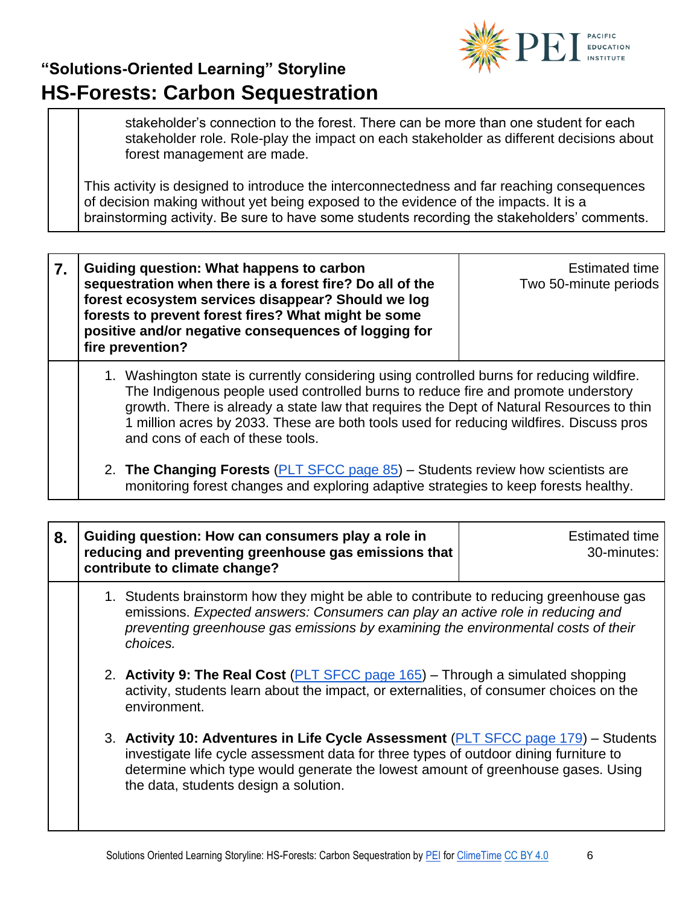stakeholder's connection to the forest. There can be more than one student for each stakeholder role. Role-play the impact on each stakeholder as different decisions about forest management are made.

This activity is designed to introduce the interconnectedness and far reaching consequences of decision making without yet being exposed to the evidence of the impacts. It is a brainstorming activity. Be sure to have some students recording the stakeholders' comments.

| 7. | Guiding question: What happens to carbon sequestration when there is a forest fire? Do all of the forest ecosystem services disappear? Should we log forests to prevent forest fires? What might be some positive and/or negative consequences of logging for fire prevention? | Estimated time Two 50-minute periods |
|---|---|---|

1. Washington state is currently considering using controlled burns for reducing wildfire. The Indigenous people used controlled burns to reduce fire and promote understory growth. There is already a state law that requires the Dept of Natural Resources to thin 1 million acres by 2033. These are both tools used for reducing wildfires. Discuss pros and cons of each of these tools.
2. **The Changing Forests** (PLT SFCC page 85) – Students review how scientists are monitoring forest changes and exploring adaptive strategies to keep forests healthy.

| 8. | Guiding question: How can consumers play a role in reducing and preventing greenhouse gas emissions that contribute to climate change? | Estimated time 30-minutes: |
|---|---|---|

1. Students brainstorm how they might be able to contribute to reducing greenhouse gas emissions. *Expected answers: Consumers can play an active role in reducing and preventing greenhouse gas emissions by examining the environmental costs of their choices.*
2. **Activity 9: The Real Cost** (PLT SFCC page 165) – Through a simulated shopping activity, students learn about the impact, or externalities, of consumer choices on the environment.
3. **Activity 10: Adventures in Life Cycle Assessment** (PLT SFCC page 179) – Students investigate life cycle assessment data for three types of outdoor dining furniture to determine which type would generate the lowest amount of greenhouse gases. Using the data, students design a solution.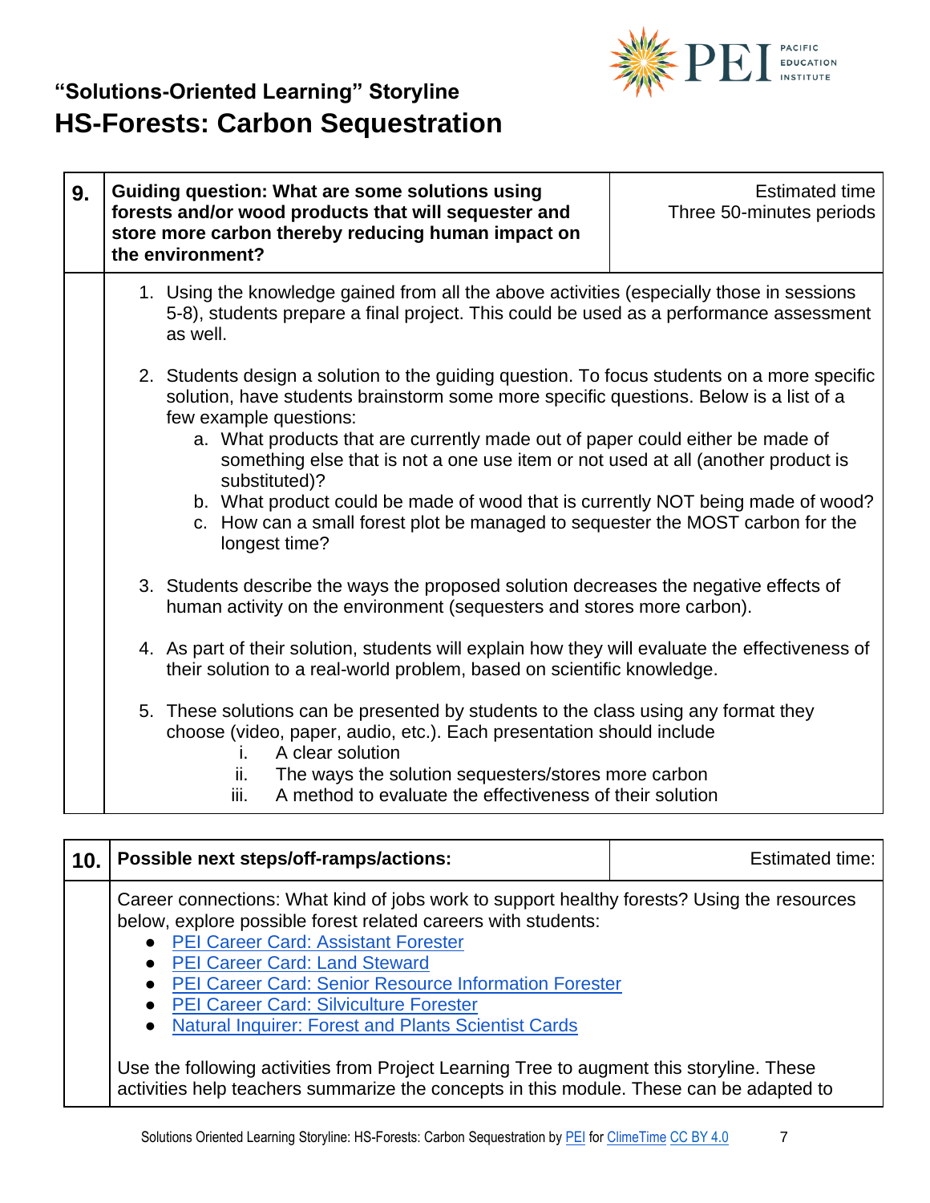# "Solutions-Oriented Learning" Storyline
## HS-Forests: Carbon Sequestration

| 9. | Guiding question: What are some solutions using forests and/or wood products that will sequester and store more carbon thereby reducing human impact on the environment? | Estimated time Three 50-minutes periods |
|---|---|---|

1. Using the knowledge gained from all the above activities (especially those in sessions 5-8), students prepare a final project. This could be used as a performance assessment as well.

2. Students design a solution to the guiding question. To focus students on a more specific solution, have students brainstorm some more specific questions. Below is a list of a few example questions:
   a. What products that are currently made out of paper could either be made of something else that is not a one use item or not used at all (another product is substituted)?
   b. What product could be made of wood that is currently NOT being made of wood?
   c. How can a small forest plot be managed to sequester the MOST carbon for the longest time?

3. Students describe the ways the proposed solution decreases the negative effects of human activity on the environment (sequesters and stores more carbon).

4. As part of their solution, students will explain how they will evaluate the effectiveness of their solution to a real-world problem, based on scientific knowledge.

5. These solutions can be presented by students to the class using any format they choose (video, paper, audio, etc.). Each presentation should include
   i. A clear solution
   ii. The ways the solution sequesters/stores more carbon
   iii. A method to evaluate the effectiveness of their solution

| 10. | Possible next steps/off-ramps/actions: | Estimated time: |
|---|---|---|

Career connections: What kind of jobs work to support healthy forests? Using the resources below, explore possible forest related careers with students:

- PEI Career Card: Assistant Forester
- PEI Career Card: Land Steward
- PEI Career Card: Senior Resource Information Forester
- PEI Career Card: Silviculture Forester
- Natural Inquirer: Forest and Plants Scientist Cards

Use the following activities from Project Learning Tree to augment this storyline. These activities help teachers summarize the concepts in this module. These can be adapted to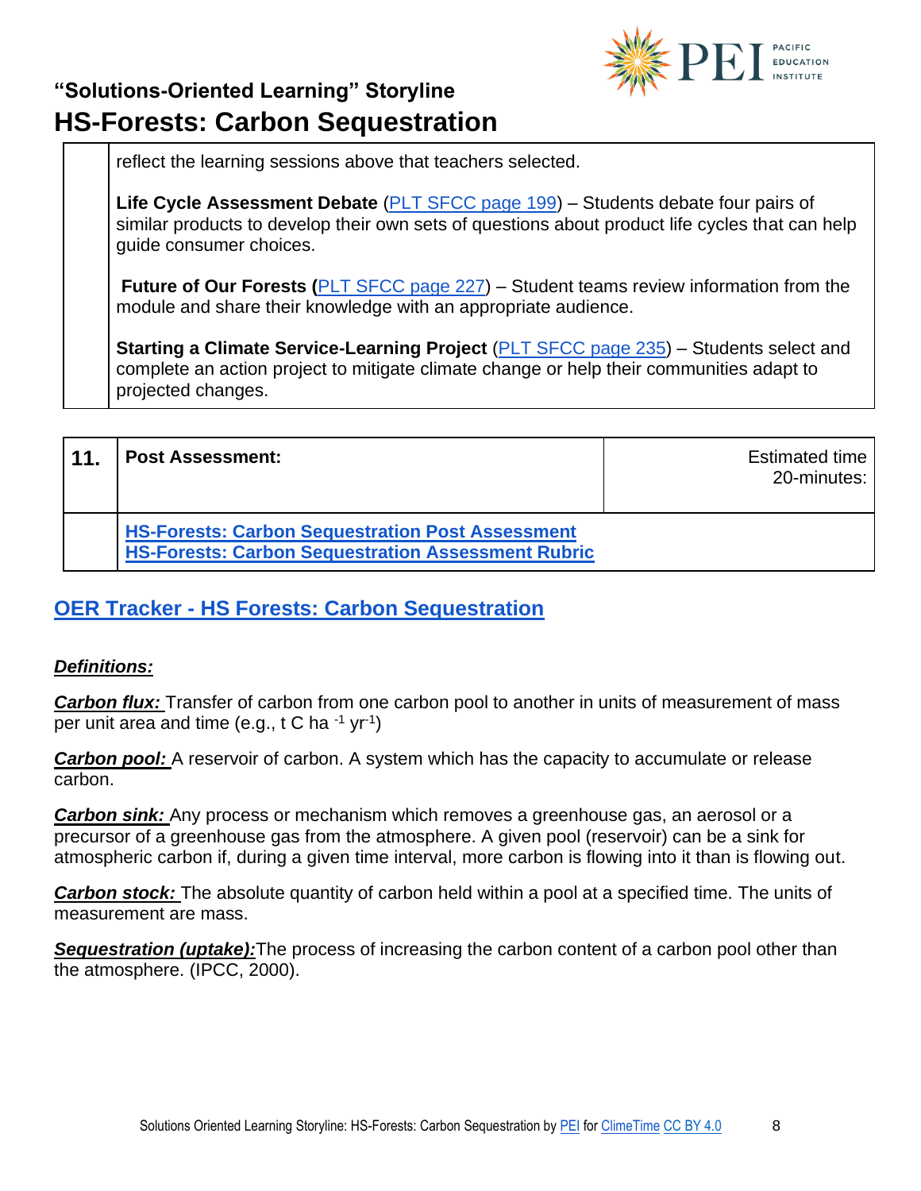| | |
|---|---|
| | reflect the learning sessions above that teachers selected.<br><br>**Life Cycle Assessment Debate** (PLT SFCC page 199) – Students debate four pairs of similar products to develop their own sets of questions about product life cycles that can help guide consumer choices.<br><br>**Future of Our Forests** (PLT SFCC page 227) – Student teams review information from the module and share their knowledge with an appropriate audience.<br><br>**Starting a Climate Service-Learning Project** (PLT SFCC page 235) – Students select and complete an action project to mitigate climate change or help their communities adapt to projected changes. |

| **11.** | **Post Assessment:** | Estimated time 20-minutes: |
|---|---|---|
| | **HS-Forests: Carbon Sequestration Post Assessment**<br>**HS-Forests: Carbon Sequestration Assessment Rubric** | |

## OER Tracker - HS Forests: Carbon Sequestration

***Definitions:***

***Carbon flux:*** Transfer of carbon from one carbon pool to another in units of measurement of mass per unit area and time (e.g., t C $ha^{-1}$ $yr^{-1}$)

***Carbon pool:*** A reservoir of carbon. A system which has the capacity to accumulate or release carbon.

***Carbon sink:*** Any process or mechanism which removes a greenhouse gas, an aerosol or a precursor of a greenhouse gas from the atmosphere. A given pool (reservoir) can be a sink for atmospheric carbon if, during a given time interval, more carbon is flowing into it than is flowing out.

***Carbon stock:*** The absolute quantity of carbon held within a pool at a specified time. The units of measurement are mass.

***Sequestration (uptake):*** The process of increasing the carbon content of a carbon pool other than the atmosphere. (IPCC, 2000).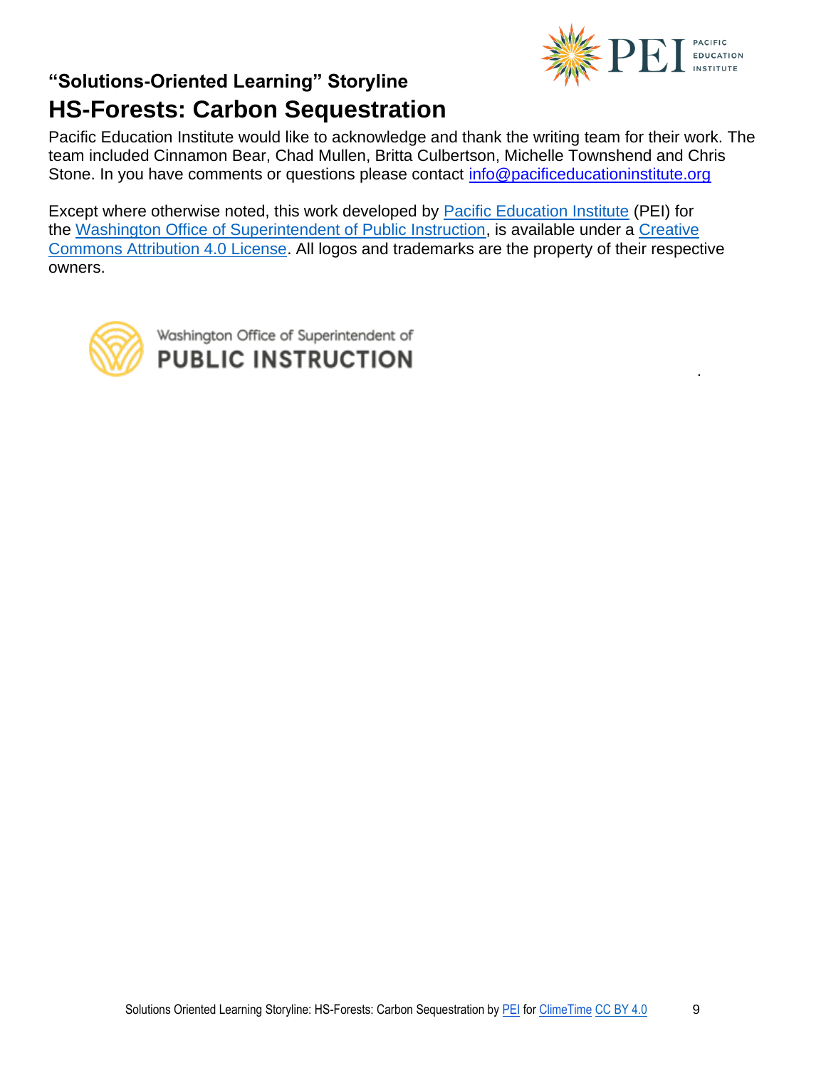## “Solutions-Oriented Learning” Storyline

# HS-Forests: Carbon Sequestration

Pacific Education Institute would like to acknowledge and thank the writing team for their work. The team included Cinnamon Bear, Chad Mullen, Britta Culbertson, Michelle Townshend and Chris Stone. In you have comments or questions please contact info@pacificeducationinstitute.org

Except where otherwise noted, this work developed by Pacific Education Institute (PEI) for the Washington Office of Superintendent of Public Instruction, is available under a Creative Commons Attribution 4.0 License. All logos and trademarks are the property of their respective owners.